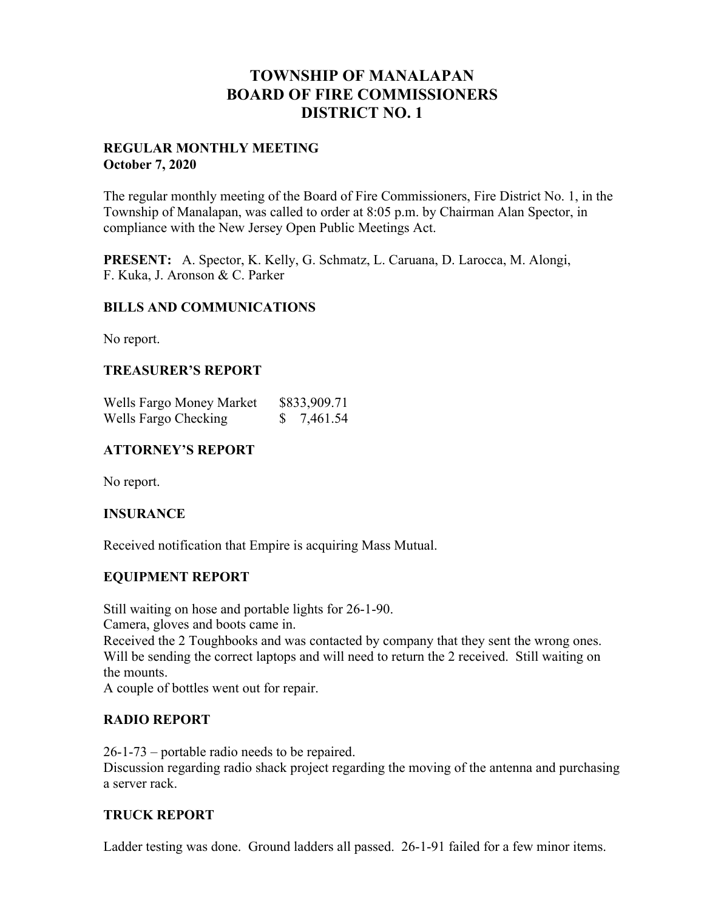# TOWNSHIP OF MANALAPAN
# BOARD OF FIRE COMMISSIONERS
# DISTRICT NO. 1

**REGULAR MONTHLY MEETING**
**October 7, 2020**

The regular monthly meeting of the Board of Fire Commissioners, Fire District No. 1, in the Township of Manalapan, was called to order at 8:05 p.m. by Chairman Alan Spector, in compliance with the New Jersey Open Public Meetings Act.

**PRESENT:** A. Spector, K. Kelly, G. Schmatz, L. Caruana, D. Larocca, M. Alongi, F. Kuka, J. Aronson & C. Parker

## BILLS AND COMMUNICATIONS

No report.

## TREASURER'S REPORT

| | |
|---|---|
| Wells Fargo Money Market | $833,909.71 |
| Wells Fargo Checking | $ 7,461.54 |

## ATTORNEY'S REPORT

No report.

## INSURANCE

Received notification that Empire is acquiring Mass Mutual.

## EQUIPMENT REPORT

Still waiting on hose and portable lights for 26-1-90.
Camera, gloves and boots came in.
Received the 2 Toughbooks and was contacted by company that they sent the wrong ones. Will be sending the correct laptops and will need to return the 2 received. Still waiting on the mounts.
A couple of bottles went out for repair.

## RADIO REPORT

26-1-73 – portable radio needs to be repaired.
Discussion regarding radio shack project regarding the moving of the antenna and purchasing a server rack.

## TRUCK REPORT

Ladder testing was done. Ground ladders all passed. 26-1-91 failed for a few minor items.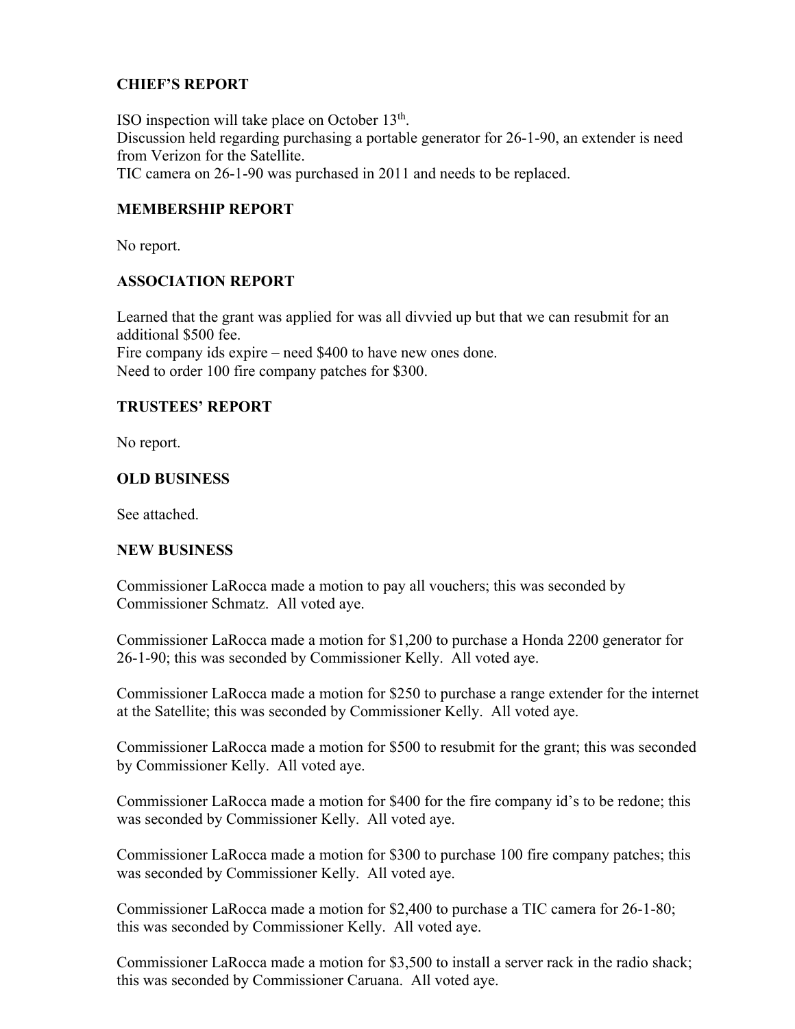## CHIEF'S REPORT

ISO inspection will take place on October 13th.
Discussion held regarding purchasing a portable generator for 26-1-90, an extender is need from Verizon for the Satellite.
TIC camera on 26-1-90 was purchased in 2011 and needs to be replaced.

## MEMBERSHIP REPORT

No report.

## ASSOCIATION REPORT

Learned that the grant was applied for was all divvied up but that we can resubmit for an additional $500 fee.
Fire company ids expire – need $400 to have new ones done.
Need to order 100 fire company patches for $300.

## TRUSTEES' REPORT

No report.

## OLD BUSINESS

See attached.

## NEW BUSINESS

Commissioner LaRocca made a motion to pay all vouchers; this was seconded by Commissioner Schmatz. All voted aye.

Commissioner LaRocca made a motion for $1,200 to purchase a Honda 2200 generator for 26-1-90; this was seconded by Commissioner Kelly. All voted aye.

Commissioner LaRocca made a motion for $250 to purchase a range extender for the internet at the Satellite; this was seconded by Commissioner Kelly. All voted aye.

Commissioner LaRocca made a motion for $500 to resubmit for the grant; this was seconded by Commissioner Kelly. All voted aye.

Commissioner LaRocca made a motion for $400 for the fire company id's to be redone; this was seconded by Commissioner Kelly. All voted aye.

Commissioner LaRocca made a motion for $300 to purchase 100 fire company patches; this was seconded by Commissioner Kelly. All voted aye.

Commissioner LaRocca made a motion for $2,400 to purchase a TIC camera for 26-1-80; this was seconded by Commissioner Kelly. All voted aye.

Commissioner LaRocca made a motion for $3,500 to install a server rack in the radio shack; this was seconded by Commissioner Caruana. All voted aye.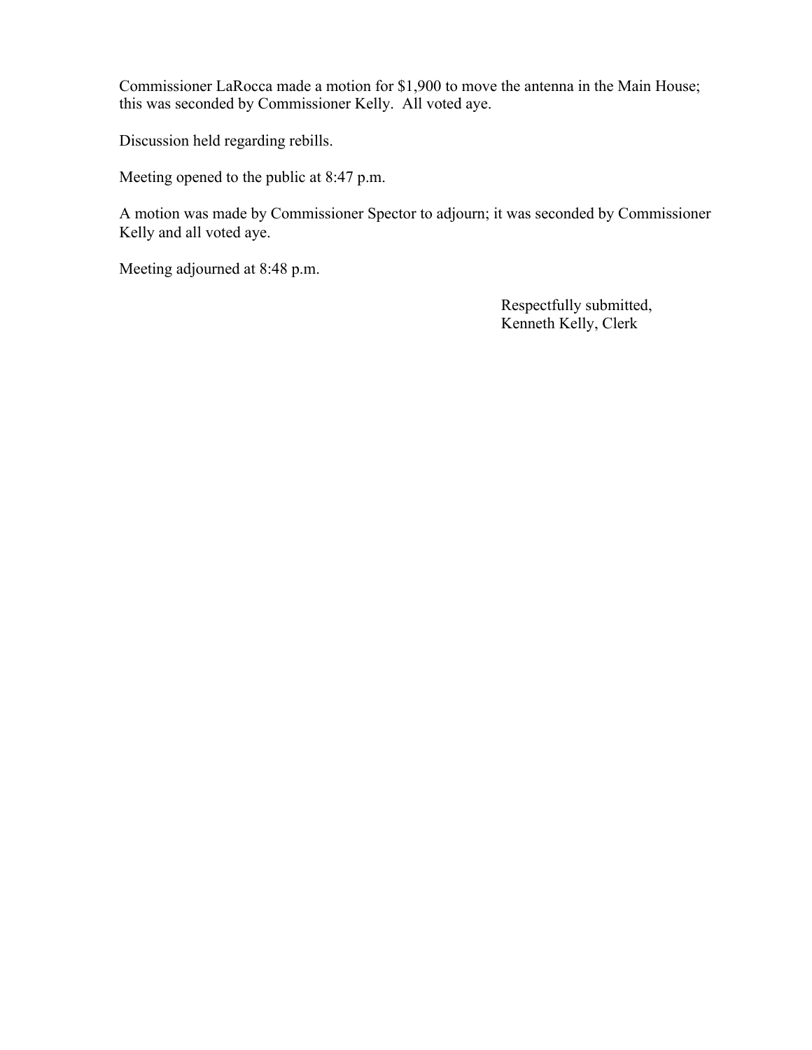Commissioner LaRocca made a motion for $1,900 to move the antenna in the Main House; this was seconded by Commissioner Kelly. All voted aye.

Discussion held regarding rebills.

Meeting opened to the public at 8:47 p.m.

A motion was made by Commissioner Spector to adjourn; it was seconded by Commissioner Kelly and all voted aye.

Meeting adjourned at 8:48 p.m.

Respectfully submitted,
Kenneth Kelly, Clerk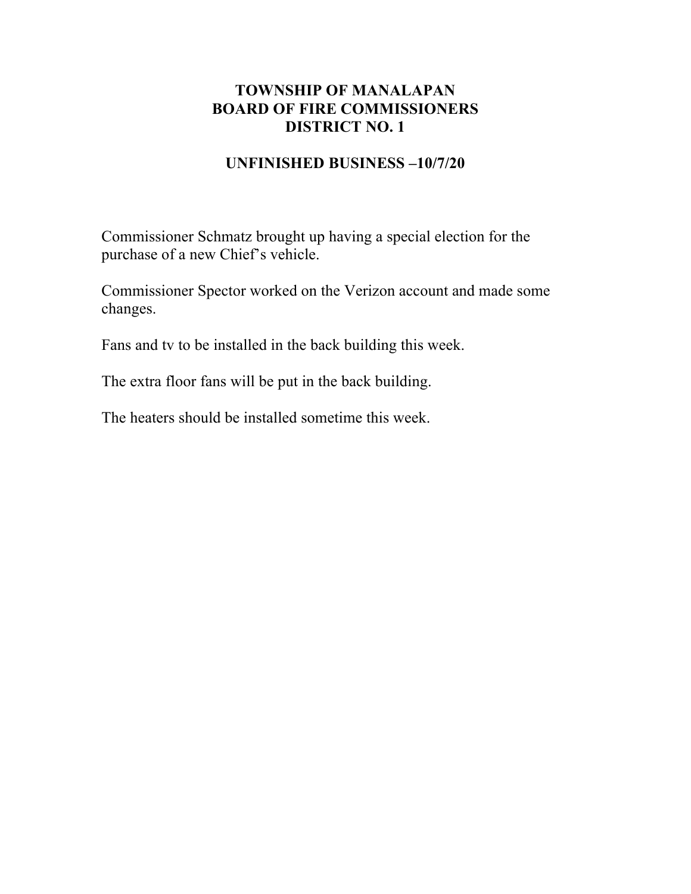# TOWNSHIP OF MANALAPAN
# BOARD OF FIRE COMMISSIONERS
# DISTRICT NO. 1

## UNFINISHED BUSINESS –10/7/20

Commissioner Schmatz brought up having a special election for the purchase of a new Chief's vehicle.

Commissioner Spector worked on the Verizon account and made some changes.

Fans and tv to be installed in the back building this week.

The extra floor fans will be put in the back building.

The heaters should be installed sometime this week.